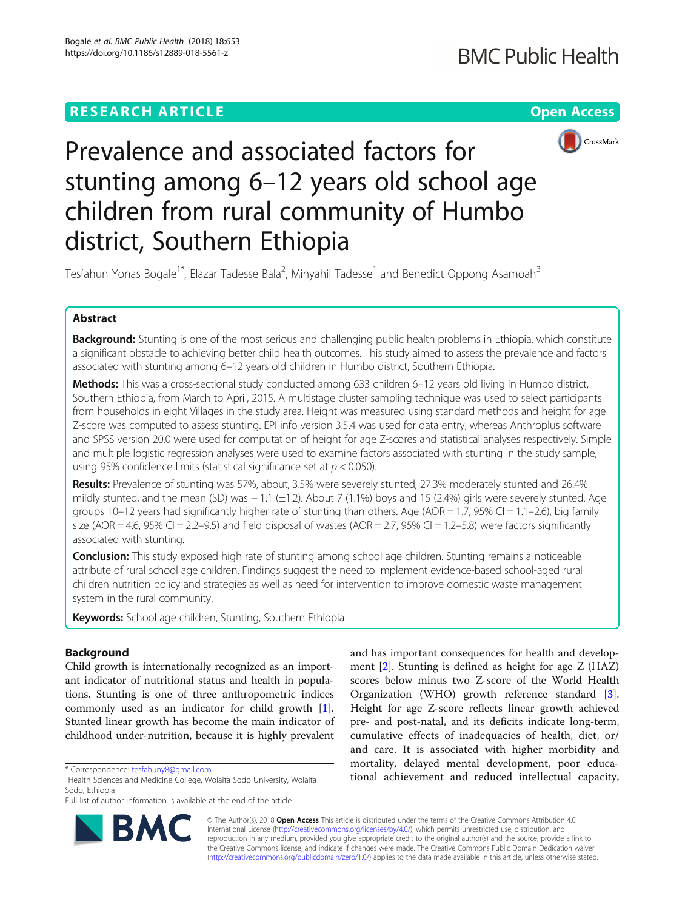RESEARCH ARTICLE

Open Access

# Prevalence and associated factors for stunting among 6–12 years old school age children from rural community of Humbo district, Southern Ethiopia

Tesfahun Yonas Bogale[1*], Elazar Tadesse Bala[2], Minyahil Tadesse[1] and Benedict Oppong Asamoah[3]

## Abstract

**Background:** Stunting is one of the most serious and challenging public health problems in Ethiopia, which constitute a significant obstacle to achieving better child health outcomes. This study aimed to assess the prevalence and factors associated with stunting among 6–12 years old children in Humbo district, Southern Ethiopia.

**Methods:** This was a cross-sectional study conducted among 633 children 6–12 years old living in Humbo district, Southern Ethiopia, from March to April, 2015. A multistage cluster sampling technique was used to select participants from households in eight Villages in the study area. Height was measured using standard methods and height for age Z-score was computed to assess stunting. EPI info version 3.5.4 was used for data entry, whereas Anthroplus software and SPSS version 20.0 were used for computation of height for age Z-scores and statistical analyses respectively. Simple and multiple logistic regression analyses were used to examine factors associated with stunting in the study sample, using 95% confidence limits (statistical significance set at $p < 0.050$).

**Results:** Prevalence of stunting was 57%, about, 3.5% were severely stunted, 27.3% moderately stunted and 26.4% mildly stunted, and the mean (SD) was − 1.1 (±1.2). About 7 (1.1%) boys and 15 (2.4%) girls were severely stunted. Age groups 10–12 years had significantly higher rate of stunting than others. Age (AOR = 1.7, 95% CI = 1.1–2.6), big family size (AOR = 4.6, 95% CI = 2.2–9.5) and field disposal of wastes (AOR = 2.7, 95% CI = 1.2–5.8) were factors significantly associated with stunting.

**Conclusion:** This study exposed high rate of stunting among school age children. Stunting remains a noticeable attribute of rural school age children. Findings suggest the need to implement evidence-based school-aged rural children nutrition policy and strategies as well as need for intervention to improve domestic waste management system in the rural community.

**Keywords:** School age children, Stunting, Southern Ethiopia

## Background

Child growth is internationally recognized as an important indicator of nutritional status and health in populations. Stunting is one of three anthropometric indices commonly used as an indicator for child growth [1]. Stunted linear growth has become the main indicator of childhood under-nutrition, because it is highly prevalent and has important consequences for health and development [2]. Stunting is defined as height for age Z (HAZ) scores below minus two Z-score of the World Health Organization (WHO) growth reference standard [3]. Height for age Z-score reflects linear growth achieved pre- and post-natal, and its deficits indicate long-term, cumulative effects of inadequacies of health, diet, or/ and care. It is associated with higher morbidity and mortality, delayed mental development, poor educational achievement and reduced intellectual capacity,

\* Correspondence: tesfahuny8@gmail.com
[1]Health Sciences and Medicine College, Wolaita Sodo University, Wolaita Sodo, Ethiopia
Full list of author information is available at the end of the article

© The Author(s). 2018 **Open Access** This article is distributed under the terms of the Creative Commons Attribution 4.0 International License (http://creativecommons.org/licenses/by/4.0/), which permits unrestricted use, distribution, and reproduction in any medium, provided you give appropriate credit to the original author(s) and the source, provide a link to the Creative Commons license, and indicate if changes were made. The Creative Commons Public Domain Dedication waiver (http://creativecommons.org/publicdomain/zero/1.0/) applies to the data made available in this article, unless otherwise stated.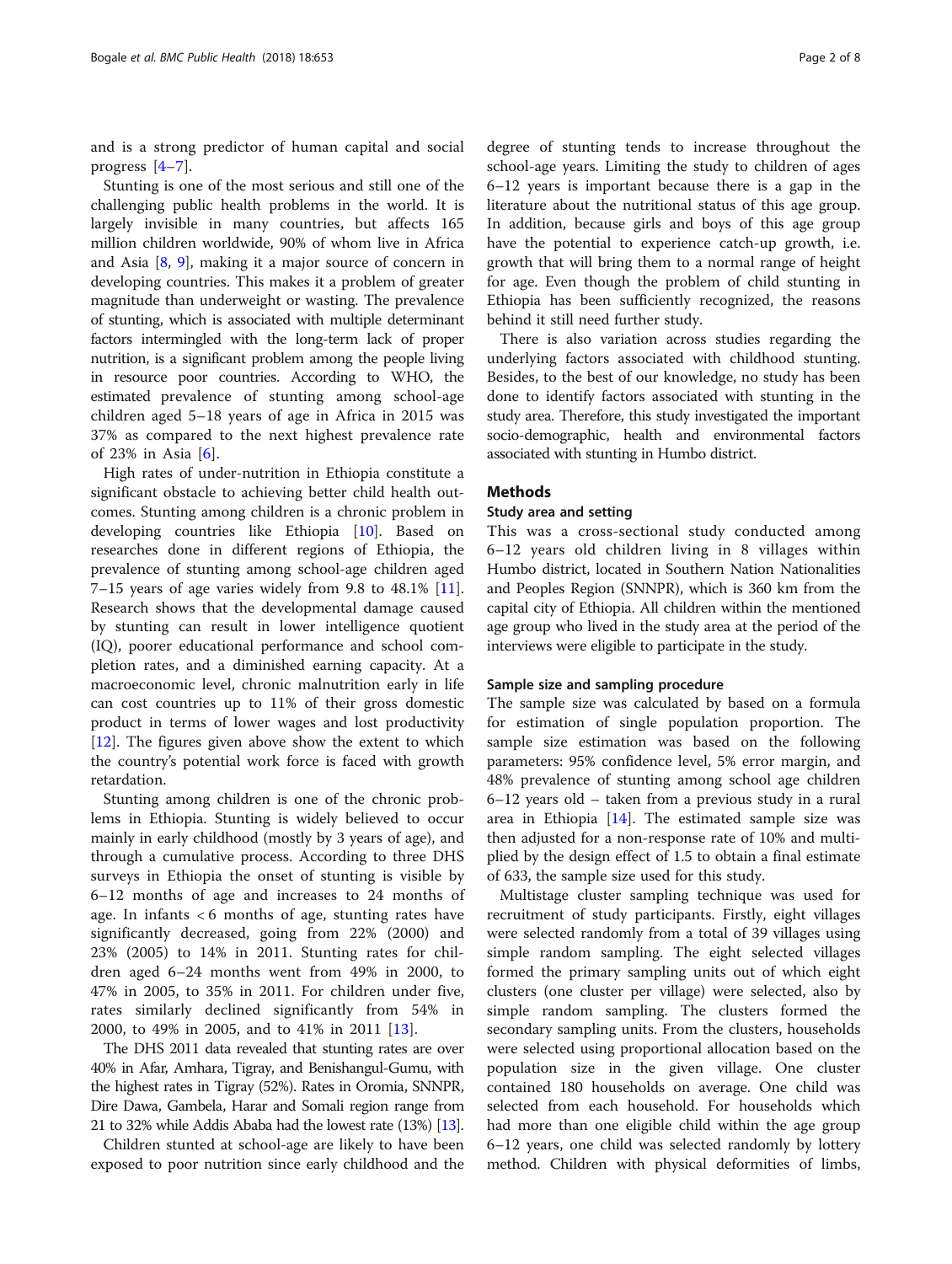and is a strong predictor of human capital and social progress [4–7].

Stunting is one of the most serious and still one of the challenging public health problems in the world. It is largely invisible in many countries, but affects 165 million children worldwide, 90% of whom live in Africa and Asia [8, 9], making it a major source of concern in developing countries. This makes it a problem of greater magnitude than underweight or wasting. The prevalence of stunting, which is associated with multiple determinant factors intermingled with the long-term lack of proper nutrition, is a significant problem among the people living in resource poor countries. According to WHO, the estimated prevalence of stunting among school-age children aged 5–18 years of age in Africa in 2015 was 37% as compared to the next highest prevalence rate of 23% in Asia [6].

High rates of under-nutrition in Ethiopia constitute a significant obstacle to achieving better child health outcomes. Stunting among children is a chronic problem in developing countries like Ethiopia [10]. Based on researches done in different regions of Ethiopia, the prevalence of stunting among school-age children aged 7–15 years of age varies widely from 9.8 to 48.1% [11]. Research shows that the developmental damage caused by stunting can result in lower intelligence quotient (IQ), poorer educational performance and school completion rates, and a diminished earning capacity. At a macroeconomic level, chronic malnutrition early in life can cost countries up to 11% of their gross domestic product in terms of lower wages and lost productivity [12]. The figures given above show the extent to which the country's potential work force is faced with growth retardation.

Stunting among children is one of the chronic problems in Ethiopia. Stunting is widely believed to occur mainly in early childhood (mostly by 3 years of age), and through a cumulative process. According to three DHS surveys in Ethiopia the onset of stunting is visible by 6–12 months of age and increases to 24 months of age. In infants < 6 months of age, stunting rates have significantly decreased, going from 22% (2000) and 23% (2005) to 14% in 2011. Stunting rates for children aged 6–24 months went from 49% in 2000, to 47% in 2005, to 35% in 2011. For children under five, rates similarly declined significantly from 54% in 2000, to 49% in 2005, and to 41% in 2011 [13].

The DHS 2011 data revealed that stunting rates are over 40% in Afar, Amhara, Tigray, and Benishangul-Gumu, with the highest rates in Tigray (52%). Rates in Oromia, SNNPR, Dire Dawa, Gambela, Harar and Somali region range from 21 to 32% while Addis Ababa had the lowest rate (13%) [13].

Children stunted at school-age are likely to have been exposed to poor nutrition since early childhood and the degree of stunting tends to increase throughout the school-age years. Limiting the study to children of ages 6–12 years is important because there is a gap in the literature about the nutritional status of this age group. In addition, because girls and boys of this age group have the potential to experience catch-up growth, i.e. growth that will bring them to a normal range of height for age. Even though the problem of child stunting in Ethiopia has been sufficiently recognized, the reasons behind it still need further study.

There is also variation across studies regarding the underlying factors associated with childhood stunting. Besides, to the best of our knowledge, no study has been done to identify factors associated with stunting in the study area. Therefore, this study investigated the important socio-demographic, health and environmental factors associated with stunting in Humbo district.

## Methods

### Study area and setting

This was a cross-sectional study conducted among 6–12 years old children living in 8 villages within Humbo district, located in Southern Nation Nationalities and Peoples Region (SNNPR), which is 360 km from the capital city of Ethiopia. All children within the mentioned age group who lived in the study area at the period of the interviews were eligible to participate in the study.

### Sample size and sampling procedure

The sample size was calculated by based on a formula for estimation of single population proportion. The sample size estimation was based on the following parameters: 95% confidence level, 5% error margin, and 48% prevalence of stunting among school age children 6–12 years old – taken from a previous study in a rural area in Ethiopia [14]. The estimated sample size was then adjusted for a non-response rate of 10% and multiplied by the design effect of 1.5 to obtain a final estimate of 633, the sample size used for this study.

Multistage cluster sampling technique was used for recruitment of study participants. Firstly, eight villages were selected randomly from a total of 39 villages using simple random sampling. The eight selected villages formed the primary sampling units out of which eight clusters (one cluster per village) were selected, also by simple random sampling. The clusters formed the secondary sampling units. From the clusters, households were selected using proportional allocation based on the population size in the given village. One cluster contained 180 households on average. One child was selected from each household. For households which had more than one eligible child within the age group 6–12 years, one child was selected randomly by lottery method. Children with physical deformities of limbs,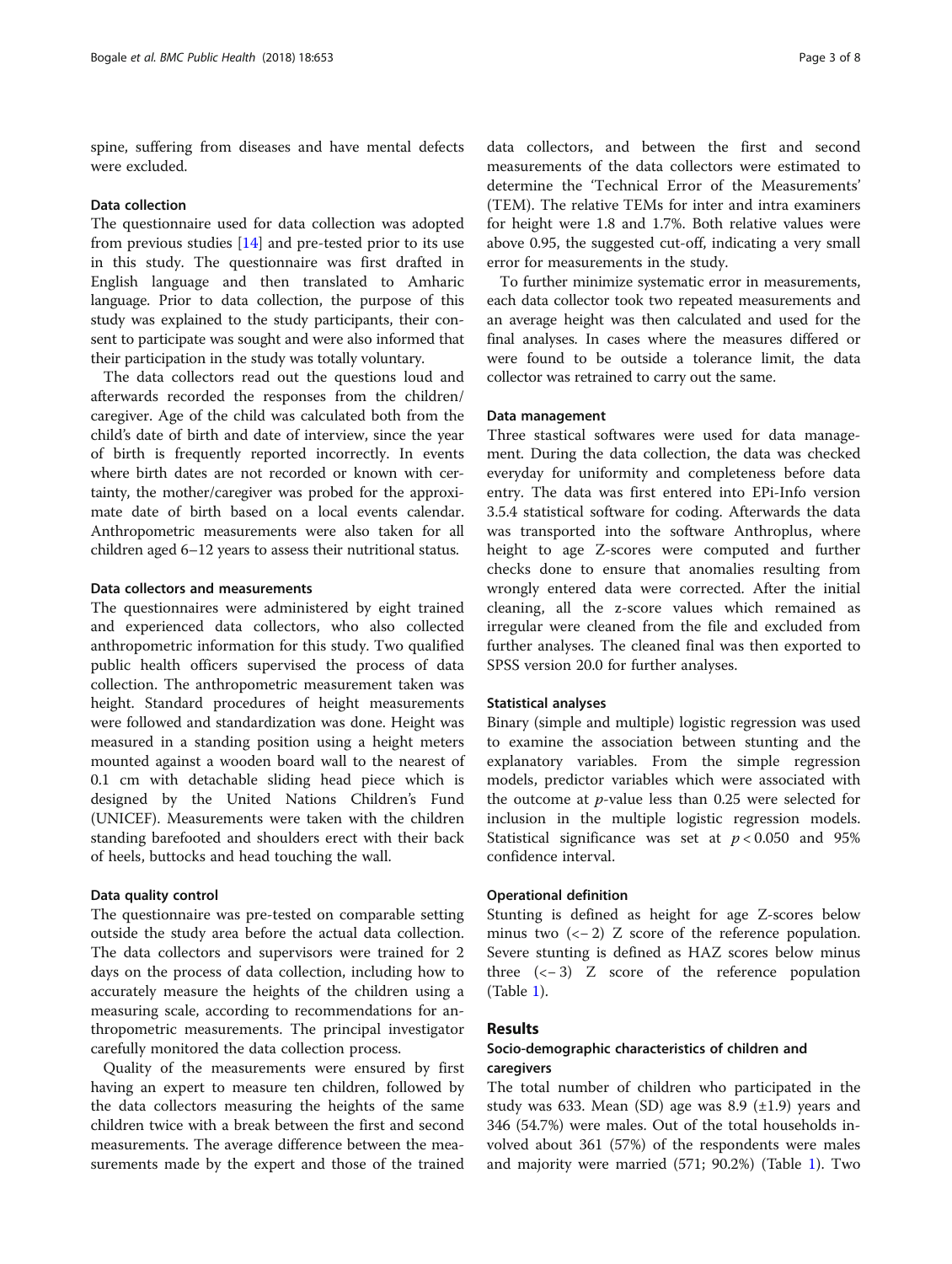spine, suffering from diseases and have mental defects were excluded.

### Data collection

The questionnaire used for data collection was adopted from previous studies [14] and pre-tested prior to its use in this study. The questionnaire was first drafted in English language and then translated to Amharic language. Prior to data collection, the purpose of this study was explained to the study participants, their consent to participate was sought and were also informed that their participation in the study was totally voluntary.

The data collectors read out the questions loud and afterwards recorded the responses from the children/caregiver. Age of the child was calculated both from the child's date of birth and date of interview, since the year of birth is frequently reported incorrectly. In events where birth dates are not recorded or known with certainty, the mother/caregiver was probed for the approximate date of birth based on a local events calendar. Anthropometric measurements were also taken for all children aged 6–12 years to assess their nutritional status.

### Data collectors and measurements

The questionnaires were administered by eight trained and experienced data collectors, who also collected anthropometric information for this study. Two qualified public health officers supervised the process of data collection. The anthropometric measurement taken was height. Standard procedures of height measurements were followed and standardization was done. Height was measured in a standing position using a height meters mounted against a wooden board wall to the nearest of 0.1 cm with detachable sliding head piece which is designed by the United Nations Children's Fund (UNICEF). Measurements were taken with the children standing barefooted and shoulders erect with their back of heels, buttocks and head touching the wall.

### Data quality control

The questionnaire was pre-tested on comparable setting outside the study area before the actual data collection. The data collectors and supervisors were trained for 2 days on the process of data collection, including how to accurately measure the heights of the children using a measuring scale, according to recommendations for anthropometric measurements. The principal investigator carefully monitored the data collection process.

Quality of the measurements were ensured by first having an expert to measure ten children, followed by the data collectors measuring the heights of the same children twice with a break between the first and second measurements. The average difference between the measurements made by the expert and those of the trained data collectors, and between the first and second measurements of the data collectors were estimated to determine the 'Technical Error of the Measurements' (TEM). The relative TEMs for inter and intra examiners for height were 1.8 and 1.7%. Both relative values were above 0.95, the suggested cut-off, indicating a very small error for measurements in the study.

To further minimize systematic error in measurements, each data collector took two repeated measurements and an average height was then calculated and used for the final analyses. In cases where the measures differed or were found to be outside a tolerance limit, the data collector was retrained to carry out the same.

### Data management

Three stastical softwares were used for data management. During the data collection, the data was checked everyday for uniformity and completeness before data entry. The data was first entered into EPi-Info version 3.5.4 statistical software for coding. Afterwards the data was transported into the software Anthroplus, where height to age Z-scores were computed and further checks done to ensure that anomalies resulting from wrongly entered data were corrected. After the initial cleaning, all the z-score values which remained as irregular were cleaned from the file and excluded from further analyses. The cleaned final was then exported to SPSS version 20.0 for further analyses.

### Statistical analyses

Binary (simple and multiple) logistic regression was used to examine the association between stunting and the explanatory variables. From the simple regression models, predictor variables which were associated with the outcome at $p$-value less than 0.25 were selected for inclusion in the multiple logistic regression models. Statistical significance was set at $p < 0.050$ and 95% confidence interval.

### Operational definition

Stunting is defined as height for age Z-scores below minus two ($<-2$) Z score of the reference population. Severe stunting is defined as HAZ scores below minus three ($<-3$) Z score of the reference population (Table 1).

## Results

### Socio-demographic characteristics of children and caregivers

The total number of children who participated in the study was 633. Mean (SD) age was 8.9 (±1.9) years and 346 (54.7%) were males. Out of the total households involved about 361 (57%) of the respondents were males and majority were married (571; 90.2%) (Table 1). Two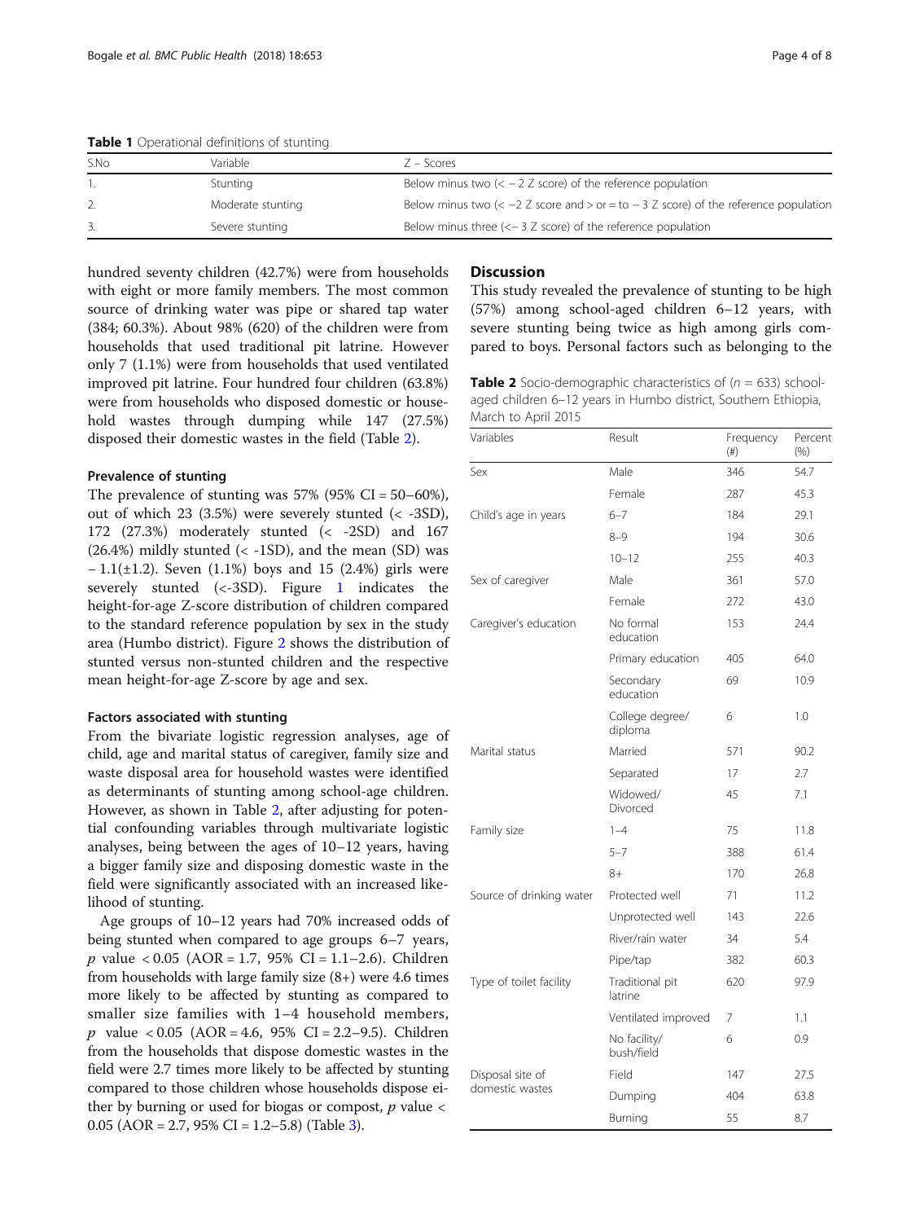**Table 1** Operational definitions of stunting

| S.No | Variable | Z – Scores |
|---|---|---|
| 1. | Stunting | Below minus two (< − 2 Z score) of the reference population |
| 2. | Moderate stunting | Below minus two (< −2 Z score and > or = to − 3 Z score) of the reference population |
| 3. | Severe stunting | Below minus three (<− 3 Z score) of the reference population |

hundred seventy children (42.7%) were from households with eight or more family members. The most common source of drinking water was pipe or shared tap water (384; 60.3%). About 98% (620) of the children were from households that used traditional pit latrine. However only 7 (1.1%) were from households that used ventilated improved pit latrine. Four hundred four children (63.8%) were from households who disposed domestic or household wastes through dumping while 147 (27.5%) disposed their domestic wastes in the field (Table 2).

### Prevalence of stunting

The prevalence of stunting was 57% (95% CI = 50–60%), out of which 23 (3.5%) were severely stunted (< -3SD), 172 (27.3%) moderately stunted (< -2SD) and 167 (26.4%) mildly stunted (< -1SD), and the mean (SD) was − 1.1(±1.2). Seven (1.1%) boys and 15 (2.4%) girls were severely stunted (<-3SD). Figure 1 indicates the height-for-age Z-score distribution of children compared to the standard reference population by sex in the study area (Humbo district). Figure 2 shows the distribution of stunted versus non-stunted children and the respective mean height-for-age Z-score by age and sex.

### Factors associated with stunting

From the bivariate logistic regression analyses, age of child, age and marital status of caregiver, family size and waste disposal area for household wastes were identified as determinants of stunting among school-age children. However, as shown in Table 2, after adjusting for potential confounding variables through multivariate logistic analyses, being between the ages of 10–12 years, having a bigger family size and disposing domestic waste in the field were significantly associated with an increased likelihood of stunting.

Age groups of 10–12 years had 70% increased odds of being stunted when compared to age groups 6–7 years, *p* value < 0.05 (AOR = 1.7, 95% CI = 1.1–2.6). Children from households with large family size (8+) were 4.6 times more likely to be affected by stunting as compared to smaller size families with 1–4 household members, *p* value < 0.05 (AOR = 4.6, 95% CI = 2.2–9.5). Children from the households that dispose domestic wastes in the field were 2.7 times more likely to be affected by stunting compared to those children whose households dispose either by burning or used for biogas or compost, *p* value < 0.05 (AOR = 2.7, 95% CI = 1.2–5.8) (Table 3).

## Discussion

This study revealed the prevalence of stunting to be high (57%) among school-aged children 6–12 years, with severe stunting being twice as high among girls compared to boys. Personal factors such as belonging to the

**Table 2** Socio-demographic characteristics of ($n$ = 633) school-aged children 6–12 years in Humbo district, Southern Ethiopia, March to April 2015

| Variables | Result | Frequency (#) | Percent (%) |
|---|---|---|---|
| Sex | Male | 346 | 54.7 |
| | Female | 287 | 45.3 |
| Child's age in years | 6–7 | 184 | 29.1 |
| | 8–9 | 194 | 30.6 |
| | 10–12 | 255 | 40.3 |
| Sex of caregiver | Male | 361 | 57.0 |
| | Female | 272 | 43.0 |
| Caregiver's education | No formal education | 153 | 24.4 |
| | Primary education | 405 | 64.0 |
| | Secondary education | 69 | 10.9 |
| | College degree/ diploma | 6 | 1.0 |
| Marital status | Married | 571 | 90.2 |
| | Separated | 17 | 2.7 |
| | Widowed/ Divorced | 45 | 7.1 |
| Family size | 1–4 | 75 | 11.8 |
| | 5–7 | 388 | 61.4 |
| | 8+ | 170 | 26.8 |
| Source of drinking water | Protected well | 71 | 11.2 |
| | Unprotected well | 143 | 22.6 |
| | River/rain water | 34 | 5.4 |
| | Pipe/tap | 382 | 60.3 |
| Type of toilet facility | Traditional pit latrine | 620 | 97.9 |
| | Ventilated improved | 7 | 1.1 |
| | No facility/ bush/field | 6 | 0.9 |
| Disposal site of domestic wastes | Field | 147 | 27.5 |
| | Dumping | 404 | 63.8 |
| | Burning | 55 | 8.7 |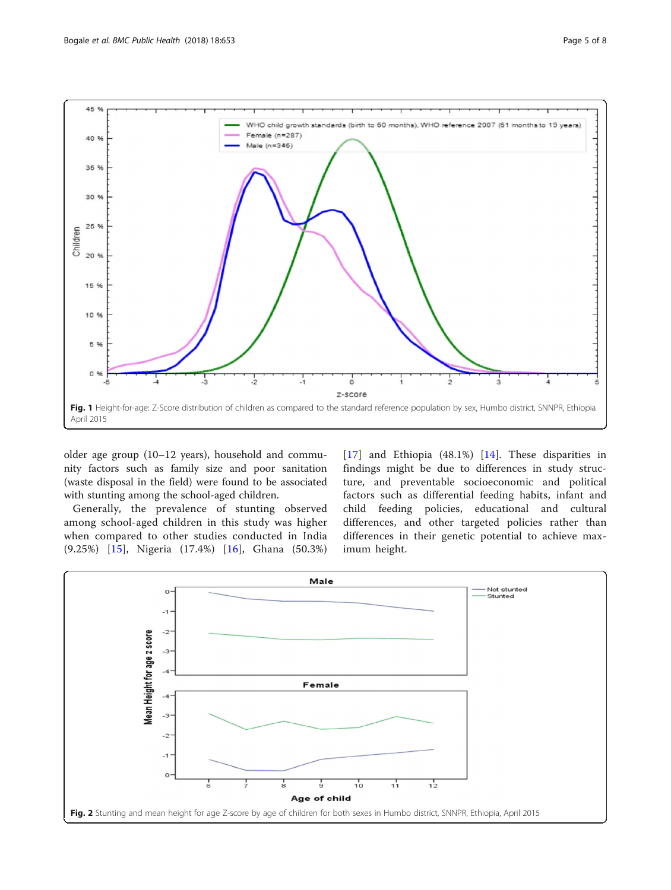Fig. 1 Height-for-age: Z-Score distribution of children as compared to the standard reference population by sex, Humbo district, SNNPR, Ethiopia April 2015

older age group (10–12 years), household and community factors such as family size and poor sanitation (waste disposal in the field) were found to be associated with stunting among the school-aged children.

Generally, the prevalence of stunting observed among school-aged children in this study was higher when compared to other studies conducted in India (9.25%) [15], Nigeria (17.4%) [16], Ghana (50.3%) [17] and Ethiopia (48.1%) [14]. These disparities in findings might be due to differences in study structure, and preventable socioeconomic and political factors such as differential feeding habits, infant and child feeding policies, educational and cultural differences, and other targeted policies rather than differences in their genetic potential to achieve maximum height.

Fig. 2 Stunting and mean height for age Z-score by age of children for both sexes in Humbo district, SNNPR, Ethiopia, April 2015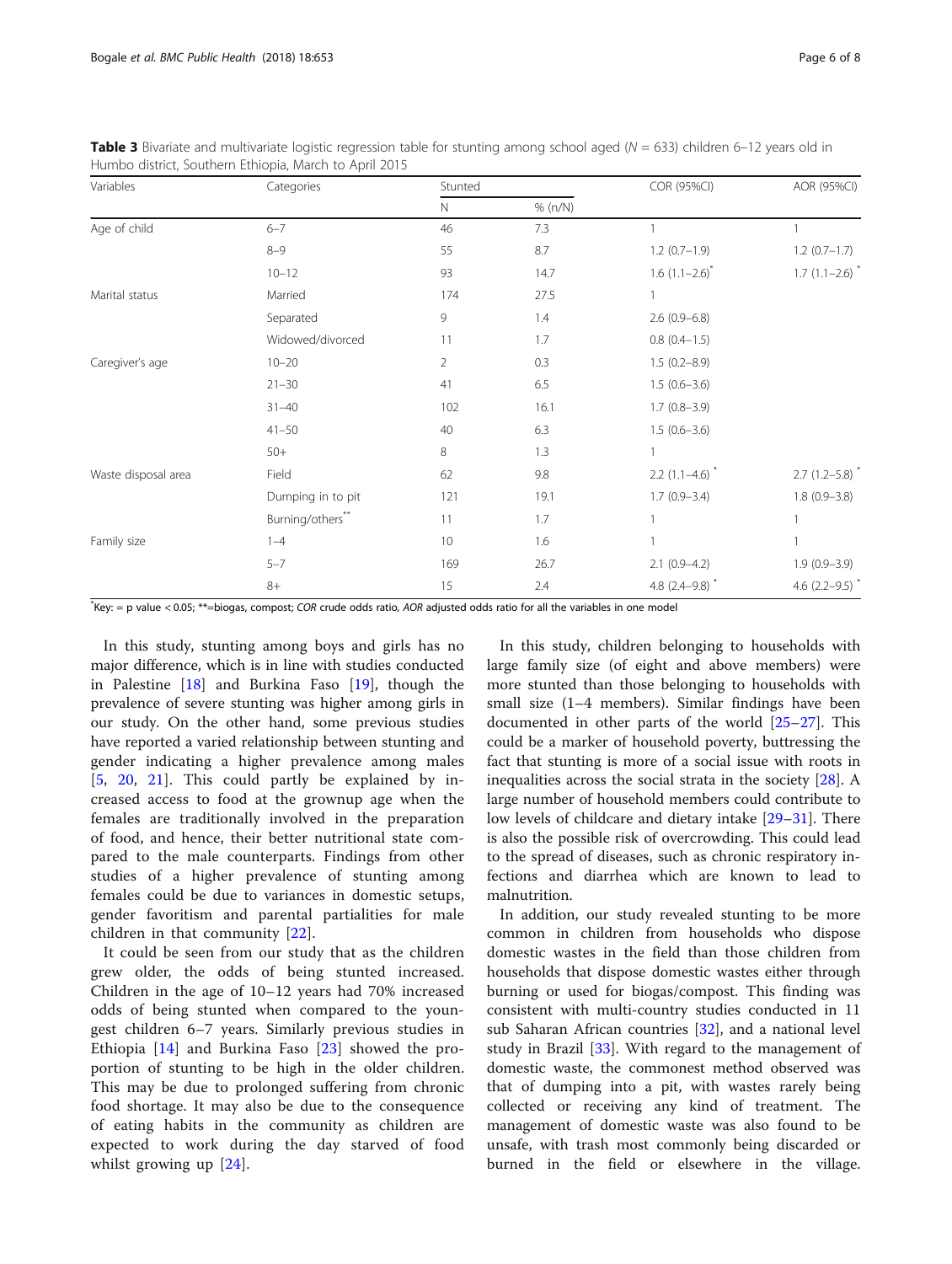**Table 3** Bivariate and multivariate logistic regression table for stunting among school aged ($N$ = 633) children 6–12 years old in Humbo district, Southern Ethiopia, March to April 2015

| Variables | Categories | Stunted | | COR (95%CI) | AOR (95%CI) |
|---|---|---|---|---|---|
| | | N | % (n/N) | | |
| Age of child | 6–7 | 46 | 7.3 | 1 | 1 |
| | 8–9 | 55 | 8.7 | 1.2 (0.7–1.9) | 1.2 (0.7–1.7) |
| | 10–12 | 93 | 14.7 | 1.6 (1.1–2.6)* | 1.7 (1.1–2.6)* |
| Marital status | Married | 174 | 27.5 | 1 | |
| | Separated | 9 | 1.4 | 2.6 (0.9–6.8) | |
| | Widowed/divorced | 11 | 1.7 | 0.8 (0.4–1.5) | |
| Caregiver's age | 10–20 | 2 | 0.3 | 1.5 (0.2–8.9) | |
| | 21–30 | 41 | 6.5 | 1.5 (0.6–3.6) | |
| | 31–40 | 102 | 16.1 | 1.7 (0.8–3.9) | |
| | 41–50 | 40 | 6.3 | 1.5 (0.6–3.6) | |
| | 50+ | 8 | 1.3 | 1 | |
| Waste disposal area | Field | 62 | 9.8 | 2.2 (1.1–4.6)* | 2.7 (1.2–5.8)* |
| | Dumping in to pit | 121 | 19.1 | 1.7 (0.9–3.4) | 1.8 (0.9–3.8) |
| | Burning/others** | 11 | 1.7 | 1 | 1 |
| Family size | 1–4 | 10 | 1.6 | 1 | 1 |
| | 5–7 | 169 | 26.7 | 2.1 (0.9–4.2) | 1.9 (0.9–3.9) |
| | 8+ | 15 | 2.4 | 4.8 (2.4–9.8)* | 4.6 (2.2–9.5)* |

*Key: = p value < 0.05; **=biogas, compost; *COR* crude odds ratio, *AOR* adjusted odds ratio for all the variables in one model

In this study, stunting among boys and girls has no major difference, which is in line with studies conducted in Palestine [18] and Burkina Faso [19], though the prevalence of severe stunting was higher among girls in our study. On the other hand, some previous studies have reported a varied relationship between stunting and gender indicating a higher prevalence among males [5, 20, 21]. This could partly be explained by increased access to food at the grownup age when the females are traditionally involved in the preparation of food, and hence, their better nutritional state compared to the male counterparts. Findings from other studies of a higher prevalence of stunting among females could be due to variances in domestic setups, gender favoritism and parental partialities for male children in that community [22].

It could be seen from our study that as the children grew older, the odds of being stunted increased. Children in the age of 10–12 years had 70% increased odds of being stunted when compared to the youngest children 6–7 years. Similarly previous studies in Ethiopia [14] and Burkina Faso [23] showed the proportion of stunting to be high in the older children. This may be due to prolonged suffering from chronic food shortage. It may also be due to the consequence of eating habits in the community as children are expected to work during the day starved of food whilst growing up [24].

In this study, children belonging to households with large family size (of eight and above members) were more stunted than those belonging to households with small size (1–4 members). Similar findings have been documented in other parts of the world [25–27]. This could be a marker of household poverty, buttressing the fact that stunting is more of a social issue with roots in inequalities across the social strata in the society [28]. A large number of household members could contribute to low levels of childcare and dietary intake [29–31]. There is also the possible risk of overcrowding. This could lead to the spread of diseases, such as chronic respiratory infections and diarrhea which are known to lead to malnutrition.

In addition, our study revealed stunting to be more common in children from households who dispose domestic wastes in the field than those children from households that dispose domestic wastes either through burning or used for biogas/compost. This finding was consistent with multi-country studies conducted in 11 sub Saharan African countries [32], and a national level study in Brazil [33]. With regard to the management of domestic waste, the commonest method observed was that of dumping into a pit, with wastes rarely being collected or receiving any kind of treatment. The management of domestic waste was also found to be unsafe, with trash most commonly being discarded or burned in the field or elsewhere in the village.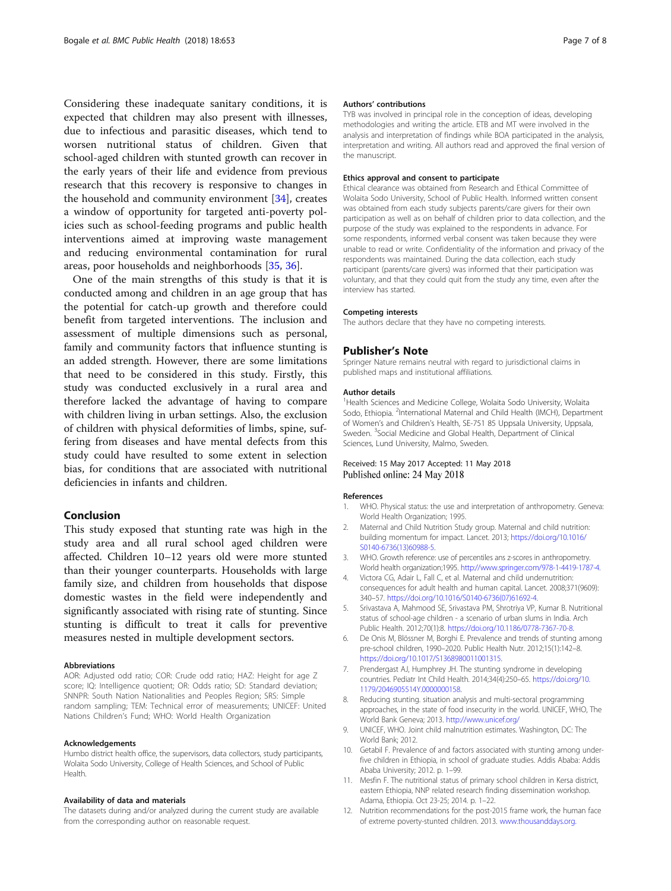Considering these inadequate sanitary conditions, it is expected that children may also present with illnesses, due to infectious and parasitic diseases, which tend to worsen nutritional status of children. Given that school-aged children with stunted growth can recover in the early years of their life and evidence from previous research that this recovery is responsive to changes in the household and community environment [34], creates a window of opportunity for targeted anti-poverty policies such as school-feeding programs and public health interventions aimed at improving waste management and reducing environmental contamination for rural areas, poor households and neighborhoods [35, 36].

One of the main strengths of this study is that it is conducted among and children in an age group that has the potential for catch-up growth and therefore could benefit from targeted interventions. The inclusion and assessment of multiple dimensions such as personal, family and community factors that influence stunting is an added strength. However, there are some limitations that need to be considered in this study. Firstly, this study was conducted exclusively in a rural area and therefore lacked the advantage of having to compare with children living in urban settings. Also, the exclusion of children with physical deformities of limbs, spine, suffering from diseases and have mental defects from this study could have resulted to some extent in selection bias, for conditions that are associated with nutritional deficiencies in infants and children.

## Conclusion

This study exposed that stunting rate was high in the study area and all rural school aged children were affected. Children 10–12 years old were more stunted than their younger counterparts. Households with large family size, and children from households that dispose domestic wastes in the field were independently and significantly associated with rising rate of stunting. Since stunting is difficult to treat it calls for preventive measures nested in multiple development sectors.

#### Abbreviations

AOR: Adjusted odd ratio; COR: Crude odd ratio; HAZ: Height for age Z score; IQ: Intelligence quotient; OR: Odds ratio; SD: Standard deviation; SNNPR: South Nation Nationalities and Peoples Region; SRS: Simple random sampling; TEM: Technical error of measurements; UNICEF: United Nations Children's Fund; WHO: World Health Organization

#### Acknowledgements

Humbo district health office, the supervisors, data collectors, study participants, Wolaita Sodo University, College of Health Sciences, and School of Public Health.

#### Availability of data and materials

The datasets during and/or analyzed during the current study are available from the corresponding author on reasonable request.

#### Authors' contributions

TYB was involved in principal role in the conception of ideas, developing methodologies and writing the article. ETB and MT were involved in the analysis and interpretation of findings while BOA participated in the analysis, interpretation and writing. All authors read and approved the final version of the manuscript.

#### Ethics approval and consent to participate

Ethical clearance was obtained from Research and Ethical Committee of Wolaita Sodo University, School of Public Health. Informed written consent was obtained from each study subjects parents/care givers for their own participation as well as on behalf of children prior to data collection, and the purpose of the study was explained to the respondents in advance. For some respondents, informed verbal consent was taken because they were unable to read or write. Confidentiality of the information and privacy of the respondents was maintained. During the data collection, each study participant (parents/care givers) was informed that their participation was voluntary, and that they could quit from the study any time, even after the interview has started.

#### Competing interests

The authors declare that they have no competing interests.

## Publisher's Note

Springer Nature remains neutral with regard to jurisdictional claims in published maps and institutional affiliations.

#### Author details

[1]Health Sciences and Medicine College, Wolaita Sodo University, Wolaita Sodo, Ethiopia. [2]International Maternal and Child Health (IMCH), Department of Women's and Children's Health, SE-751 85 Uppsala University, Uppsala, Sweden. [3]Social Medicine and Global Health, Department of Clinical Sciences, Lund University, Malmo, Sweden.

Received: 15 May 2017 Accepted: 11 May 2018
Published online: 24 May 2018

#### References

1. WHO. Physical status: the use and interpretation of anthropometry. Geneva: World Health Organization; 1995.
2. Maternal and Child Nutrition Study group. Maternal and child nutrition: building momentum for impact. Lancet. 2013; https://doi.org/10.1016/S0140-6736(13)60988-5.
3. WHO. Growth reference: use of percentiles ans z-scores in anthropometry. World health organization;1995. http://www.springer.com/978-1-4419-1787-4.
4. Victora CG, Adair L, Fall C, et al. Maternal and child undernutrition: consequences for adult health and human capital. Lancet. 2008;371(9609): 340–57. https://doi.org/10.1016/S0140-6736(07)61692-4.
5. Srivastava A, Mahmood SE, Srivastava PM, Shrotriya VP, Kumar B. Nutritional status of school-age children - a scenario of urban slums in India. Arch Public Health. 2012;70(1):8. https://doi.org/10.1186/0778-7367-70-8.
6. De Onis M, Blössner M, Borghi E. Prevalence and trends of stunting among pre-school children, 1990–2020. Public Health Nutr. 2012;15(1):142–8. https://doi.org/10.1017/S1368980011001315.
7. Prendergast AJ, Humphrey JH. The stunting syndrome in developing countries. Pediatr Int Child Health. 2014;34(4):250–65. https://doi.org/10.1179/2046905514Y.0000000158.
8. Reducing stunting. situation analysis and multi-sectoral programming approaches, in the state of food insecurity in the world. UNICEF, WHO, The World Bank Geneva; 2013. http://www.unicef.org/
9. UNICEF, WHO. Joint child malnutrition estimates. Washington, DC: The World Bank; 2012.
10. Getabil F. Prevalence of and factors associated with stunting among under-five children in Ethiopia, in school of graduate studies. Addis Ababa: Addis Ababa University; 2012. p. 1–99.
11. Mesfin F. The nutritional status of primary school children in Kersa district, eastern Ethiopia, NNP related research finding dissemination workshop. Adama, Ethiopia. Oct 23-25; 2014. p. 1–22.
12. Nutrition recommendations for the post-2015 frame work, the human face of extreme poverty-stunted children. 2013. www.thousanddays.org.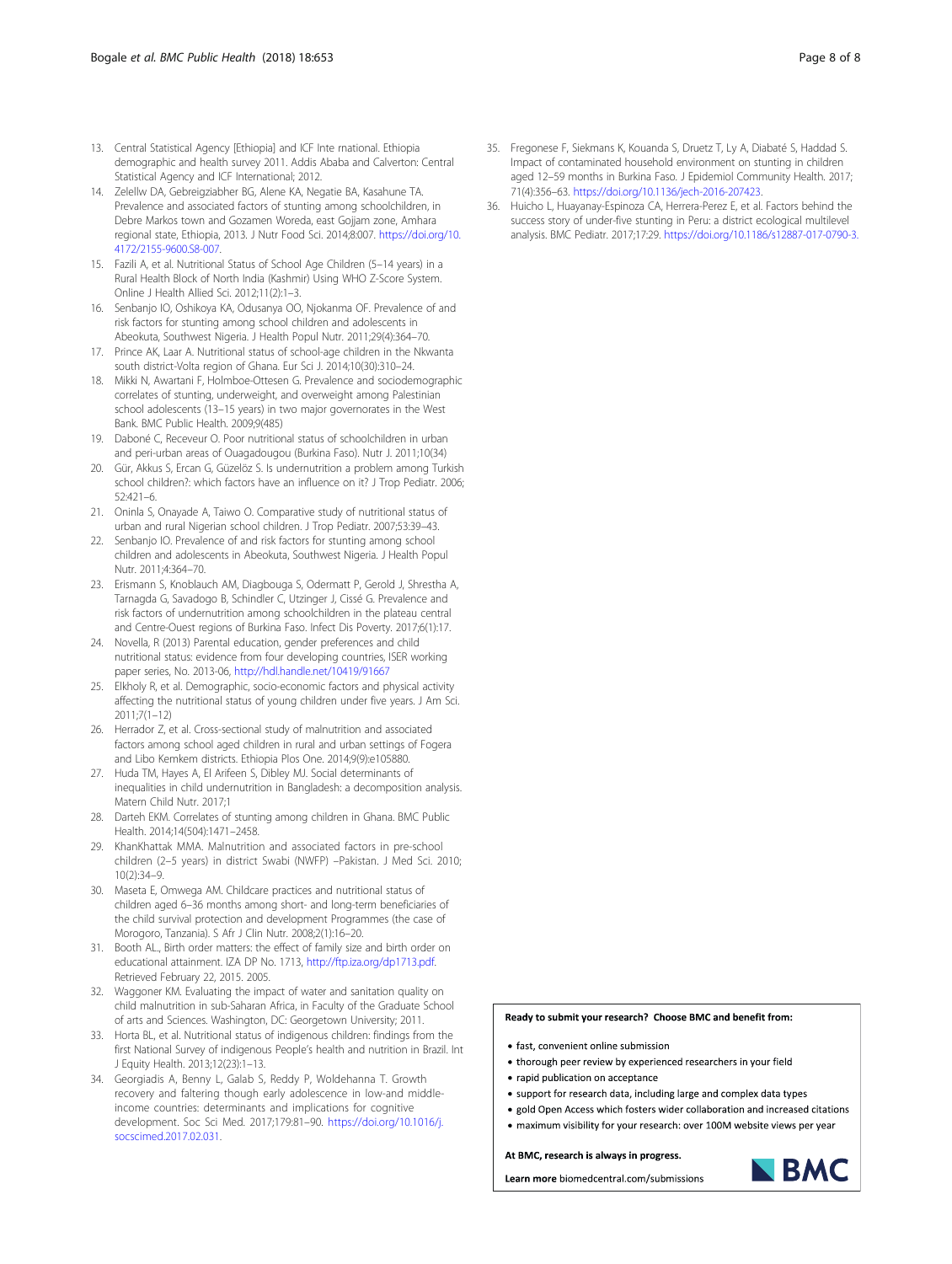13. Central Statistical Agency [Ethiopia] and ICF Inte rnational. Ethiopia demographic and health survey 2011. Addis Ababa and Calverton: Central Statistical Agency and ICF International; 2012.
14. Zelellw DA, Gebreigziabher BG, Alene KA, Negatie BA, Kasahune TA. Prevalence and associated factors of stunting among schoolchildren, in Debre Markos town and Gozamen Woreda, east Gojjam zone, Amhara regional state, Ethiopia, 2013. J Nutr Food Sci. 2014;8:007. https://doi.org/10.4172/2155-9600.S8-007.
15. Fazili A, et al. Nutritional Status of School Age Children (5–14 years) in a Rural Health Block of North India (Kashmir) Using WHO Z-Score System. Online J Health Allied Sci. 2012;11(2):1–3.
16. Senbanjo IO, Oshikoya KA, Odusanya OO, Njokanma OF. Prevalence of and risk factors for stunting among school children and adolescents in Abeokuta, Southwest Nigeria. J Health Popul Nutr. 2011;29(4):364–70.
17. Prince AK, Laar A. Nutritional status of school-age children in the Nkwanta south district-Volta region of Ghana. Eur Sci J. 2014;10(30):310–24.
18. Mikki N, Awartani F, Holmboe-Ottesen G. Prevalence and sociodemographic correlates of stunting, underweight, and overweight among Palestinian school adolescents (13–15 years) in two major governorates in the West Bank. BMC Public Health. 2009;9(485)
19. Daboné C, Receveur O. Poor nutritional status of schoolchildren in urban and peri-urban areas of Ouagadougou (Burkina Faso). Nutr J. 2011;10(34)
20. Gür, Akkus S, Ercan G, Güzelöz S. Is undernutrition a problem among Turkish school children?: which factors have an influence on it? J Trop Pediatr. 2006; 52:421–6.
21. Oninla S, Onayade A, Taiwo O. Comparative study of nutritional status of urban and rural Nigerian school children. J Trop Pediatr. 2007;53:39–43.
22. Senbanjo IO. Prevalence of and risk factors for stunting among school children and adolescents in Abeokuta, Southwest Nigeria. J Health Popul Nutr. 2011;4:364–70.
23. Erismann S, Knoblauch AM, Diagbouga S, Odermatt P, Gerold J, Shrestha A, Tarnagda G, Savadogo B, Schindler C, Utzinger J, Cissé G. Prevalence and risk factors of undernutrition among schoolchildren in the plateau central and Centre-Ouest regions of Burkina Faso. Infect Dis Poverty. 2017;6(1):17.
24. Novella, R (2013) Parental education, gender preferences and child nutritional status: evidence from four developing countries, ISER working paper series, No. 2013-06, http://hdl.handle.net/10419/91667
25. Elkholy R, et al. Demographic, socio-economic factors and physical activity affecting the nutritional status of young children under five years. J Am Sci. 2011;7(1–12)
26. Herrador Z, et al. Cross-sectional study of malnutrition and associated factors among school aged children in rural and urban settings of Fogera and Libo Kemkem districts. Ethiopia Plos One. 2014;9(9):e105880.
27. Huda TM, Hayes A, El Arifeen S, Dibley MJ. Social determinants of inequalities in child undernutrition in Bangladesh: a decomposition analysis. Matern Child Nutr. 2017;1
28. Darteh EKM. Correlates of stunting among children in Ghana. BMC Public Health. 2014;14(504):1471–2458.
29. KhanKhattak MMA. Malnutrition and associated factors in pre-school children (2–5 years) in district Swabi (NWFP) –Pakistan. J Med Sci. 2010; 10(2):34–9.
30. Maseta E, Omwega AM. Childcare practices and nutritional status of children aged 6–36 months among short- and long-term beneficiaries of the child survival protection and development Programmes (the case of Morogoro, Tanzania). S Afr J Clin Nutr. 2008;2(1):16–20.
31. Booth AL., Birth order matters: the effect of family size and birth order on educational attainment. IZA DP No. 1713, http://ftp.iza.org/dp1713.pdf. Retrieved February 22, 2015. 2005.
32. Waggoner KM. Evaluating the impact of water and sanitation quality on child malnutrition in sub-Saharan Africa, in Faculty of the Graduate School of arts and Sciences. Washington, DC: Georgetown University; 2011.
33. Horta BL, et al. Nutritional status of indigenous children: findings from the first National Survey of indigenous People's health and nutrition in Brazil. Int J Equity Health. 2013;12(23):1–13.
34. Georgiadis A, Benny L, Galab S, Reddy P, Woldehanna T. Growth recovery and faltering though early adolescence in low-and middle-income countries: determinants and implications for cognitive development. Soc Sci Med. 2017;179:81–90. https://doi.org/10.1016/j.socscimed.2017.02.031.
35. Fregonese F, Siekmans K, Kouanda S, Druetz T, Ly A, Diabaté S, Haddad S. Impact of contaminated household environment on stunting in children aged 12–59 months in Burkina Faso. J Epidemiol Community Health. 2017; 71(4):356–63. https://doi.org/10.1136/jech-2016-207423.
36. Huicho L, Huayanay-Espinoza CA, Herrera-Perez E, et al. Factors behind the success story of under-five stunting in Peru: a district ecological multilevel analysis. BMC Pediatr. 2017;17:29. https://doi.org/10.1186/s12887-017-0790-3.

**Ready to submit your research? Choose BMC and benefit from:**

- fast, convenient online submission
- thorough peer review by experienced researchers in your field
- rapid publication on acceptance
- support for research data, including large and complex data types
- gold Open Access which fosters wider collaboration and increased citations
- maximum visibility for your research: over 100M website views per year

**At BMC, research is always in progress.**

**Learn more** biomedcentral.com/submissions